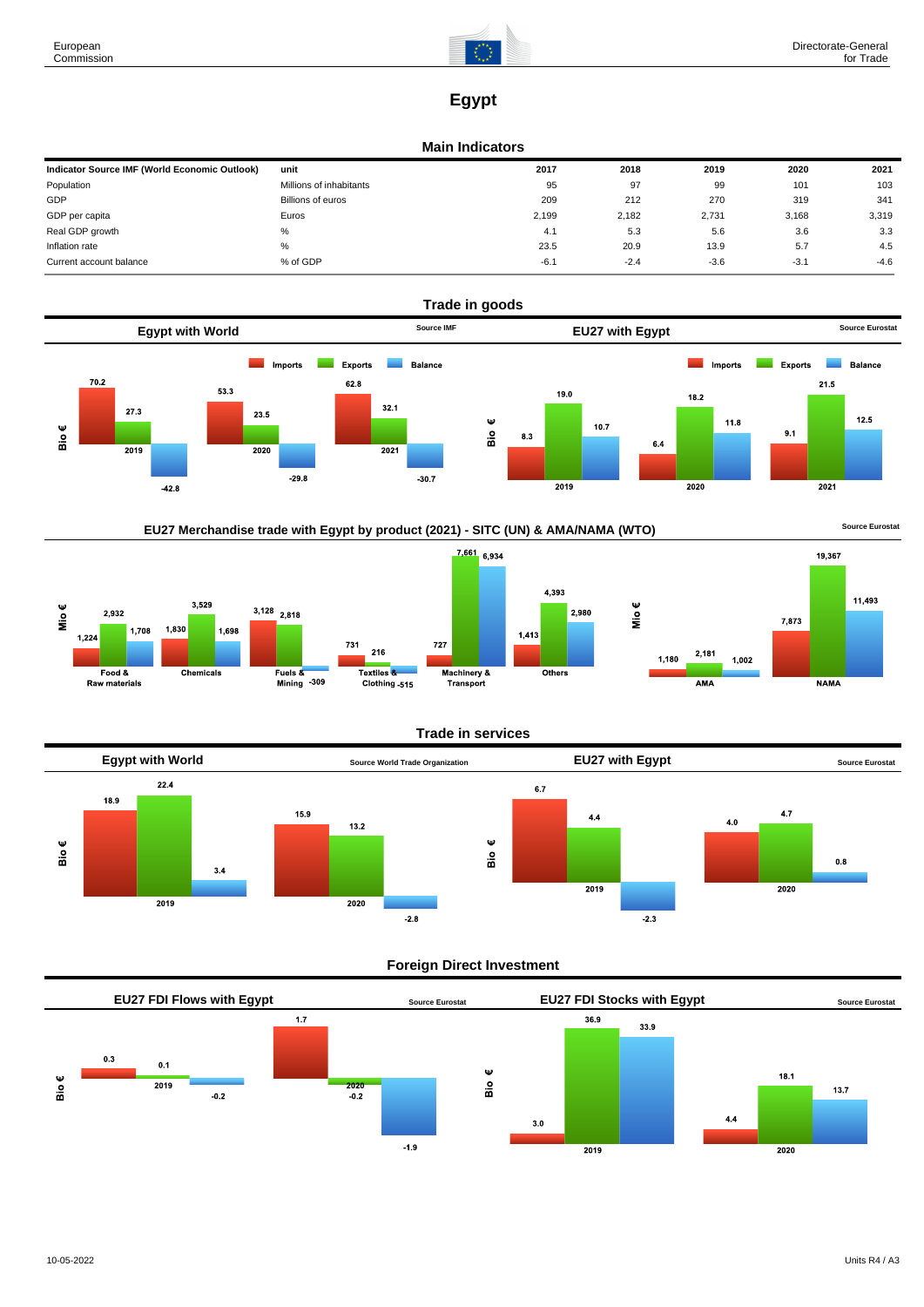# Egypt

## Main Indicators

| Indicator Source IMF (World Economic Outlook) | unit | 2017 | 2018 | 2019 | 2020 | 2021 |
|---|---|---|---|---|---|---|
| Population | Millions of inhabitants | 95 | 97 | 99 | 101 | 103 |
| GDP | Billions of euros | 209 | 212 | 270 | 319 | 341 |
| GDP per capita | Euros | 2,199 | 2,182 | 2,731 | 3,168 | 3,319 |
| Real GDP growth | % | 4.1 | 5.3 | 5.6 | 3.6 | 3.3 |
| Inflation rate | % | 23.5 | 20.9 | 13.9 | 5.7 | 4.5 |
| Current account balance | % of GDP | -6.1 | -2.4 | -3.6 | -3.1 | -4.6 |

## Trade in goods

### Egypt with World

Source IMF

Bio €

| | Imports | Exports | Balance |
|---|---|---|---|
| 2019 | 70.2 | 27.3 | -42.8 |
| 2020 | 53.3 | 23.5 | -29.8 |
| 2021 | 62.8 | 32.1 | -30.7 |

### EU27 with Egypt

Source Eurostat

Bio €

| | Imports | Exports | Balance |
|---|---|---|---|
| 2019 | 8.3 | 19.0 | 10.7 |
| 2020 | 6.4 | 18.2 | 11.8 |
| 2021 | 9.1 | 21.5 | 12.5 |

### EU27 Merchandise trade with Egypt by product (2021) - SITC (UN) & AMA/NAMA (WTO)

Source Eurostat

Mio €

| | Imports | Exports | Balance |
|---|---|---|---|
| Food & Raw materials | 1,224 | 2,932 | 1,708 |
| Chemicals | 1,830 | 3,529 | 1,698 |
| Fuels & Mining | 3,128 | 2,818 | -309 |
| Textiles & Clothing | 731 | 216 | -515 |
| Machinery & Transport | 727 | 7,661 | 6,934 |
| Others | 1,413 | 4,393 | 2,980 |

Mio €

| | Imports | Exports | Balance |
|---|---|---|---|
| AMA | 1,180 | 2,181 | 1,002 |
| NAMA | 7,873 | 19,367 | 11,493 |

## Trade in services

### Egypt with World

Source World Trade Organization

Bio €

| | Imports | Exports | Balance |
|---|---|---|---|
| 2019 | 18.9 | 22.4 | 3.4 |
| 2020 | 15.9 | 13.2 | -2.8 |

### EU27 with Egypt

Source Eurostat

Bio €

| | Imports | Exports | Balance |
|---|---|---|---|
| 2019 | 6.7 | 4.4 | -2.3 |
| 2020 | 4.0 | 4.7 | 0.8 |

## Foreign Direct Investment

### EU27 FDI Flows with Egypt

Source Eurostat

Bio €

| | Inward | Outward | Balance |
|---|---|---|---|
| 2019 | 0.3 | 0.1 | -0.2 |
| 2020 | 1.7 | -0.2 | -1.9 |

### EU27 FDI Stocks with Egypt

Source Eurostat

Bio €

| | Inward | Outward | Balance |
|---|---|---|---|
| 2019 | 3.0 | 36.9 | 33.9 |
| 2020 | 4.4 | 18.1 | 13.7 |

10-05-2022

Units R4 / A3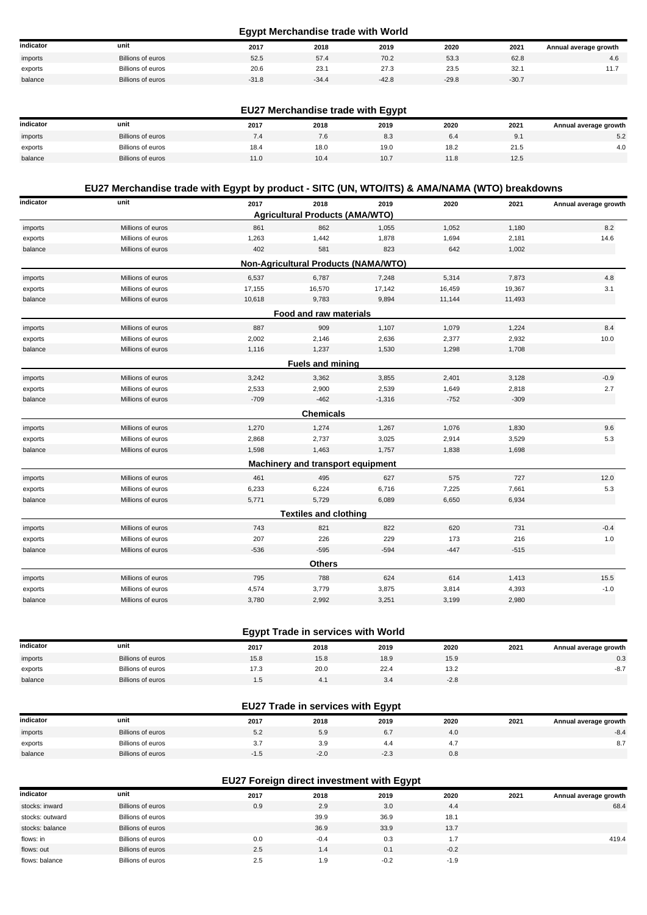## Egypt Merchandise trade with World

| indicator | unit | 2017 | 2018 | 2019 | 2020 | 2021 | Annual average growth |
|---|---|---|---|---|---|---|---|
| imports | Billions of euros | 52.5 | 57.4 | 70.2 | 53.3 | 62.8 | 4.6 |
| exports | Billions of euros | 20.6 | 23.1 | 27.3 | 23.5 | 32.1 | 11.7 |
| balance | Billions of euros | -31.8 | -34.4 | -42.8 | -29.8 | -30.7 | |

## EU27 Merchandise trade with Egypt

| indicator | unit | 2017 | 2018 | 2019 | 2020 | 2021 | Annual average growth |
|---|---|---|---|---|---|---|---|
| imports | Billions of euros | 7.4 | 7.6 | 8.3 | 6.4 | 9.1 | 5.2 |
| exports | Billions of euros | 18.4 | 18.0 | 19.0 | 18.2 | 21.5 | 4.0 |
| balance | Billions of euros | 11.0 | 10.4 | 10.7 | 11.8 | 12.5 | |

## EU27 Merchandise trade with Egypt by product - SITC (UN, WTO/ITS) & AMA/NAMA (WTO) breakdowns

| indicator | unit | 2017 | 2018 | 2019 | 2020 | 2021 | Annual average growth |
|---|---|---|---|---|---|---|---|
| | | | **Agricultural Products (AMA/WTO)** | | | | |
| imports | Millions of euros | 861 | 862 | 1,055 | 1,052 | 1,180 | 8.2 |
| exports | Millions of euros | 1,263 | 1,442 | 1,878 | 1,694 | 2,181 | 14.6 |
| balance | Millions of euros | 402 | 581 | 823 | 642 | 1,002 | |
| | | | **Non-Agricultural Products (NAMA/WTO)** | | | | |
| imports | Millions of euros | 6,537 | 6,787 | 7,248 | 5,314 | 7,873 | 4.8 |
| exports | Millions of euros | 17,155 | 16,570 | 17,142 | 16,459 | 19,367 | 3.1 |
| balance | Millions of euros | 10,618 | 9,783 | 9,894 | 11,144 | 11,493 | |
| | | | **Food and raw materials** | | | | |
| imports | Millions of euros | 887 | 909 | 1,107 | 1,079 | 1,224 | 8.4 |
| exports | Millions of euros | 2,002 | 2,146 | 2,636 | 2,377 | 2,932 | 10.0 |
| balance | Millions of euros | 1,116 | 1,237 | 1,530 | 1,298 | 1,708 | |
| | | | **Fuels and mining** | | | | |
| imports | Millions of euros | 3,242 | 3,362 | 3,855 | 2,401 | 3,128 | -0.9 |
| exports | Millions of euros | 2,533 | 2,900 | 2,539 | 1,649 | 2,818 | 2.7 |
| balance | Millions of euros | -709 | -462 | -1,316 | -752 | -309 | |
| | | | **Chemicals** | | | | |
| imports | Millions of euros | 1,270 | 1,274 | 1,267 | 1,076 | 1,830 | 9.6 |
| exports | Millions of euros | 2,868 | 2,737 | 3,025 | 2,914 | 3,529 | 5.3 |
| balance | Millions of euros | 1,598 | 1,463 | 1,757 | 1,838 | 1,698 | |
| | | | **Machinery and transport equipment** | | | | |
| imports | Millions of euros | 461 | 495 | 627 | 575 | 727 | 12.0 |
| exports | Millions of euros | 6,233 | 6,224 | 6,716 | 7,225 | 7,661 | 5.3 |
| balance | Millions of euros | 5,771 | 5,729 | 6,089 | 6,650 | 6,934 | |
| | | | **Textiles and clothing** | | | | |
| imports | Millions of euros | 743 | 821 | 822 | 620 | 731 | -0.4 |
| exports | Millions of euros | 207 | 226 | 229 | 173 | 216 | 1.0 |
| balance | Millions of euros | -536 | -595 | -594 | -447 | -515 | |
| | | | **Others** | | | | |
| imports | Millions of euros | 795 | 788 | 624 | 614 | 1,413 | 15.5 |
| exports | Millions of euros | 4,574 | 3,779 | 3,875 | 3,814 | 4,393 | -1.0 |
| balance | Millions of euros | 3,780 | 2,992 | 3,251 | 3,199 | 2,980 | |

## Egypt Trade in services with World

| indicator | unit | 2017 | 2018 | 2019 | 2020 | 2021 | Annual average growth |
|---|---|---|---|---|---|---|---|
| imports | Billions of euros | 15.8 | 15.8 | 18.9 | 15.9 | | 0.3 |
| exports | Billions of euros | 17.3 | 20.0 | 22.4 | 13.2 | | -8.7 |
| balance | Billions of euros | 1.5 | 4.1 | 3.4 | -2.8 | | |

## EU27 Trade in services with Egypt

| indicator | unit | 2017 | 2018 | 2019 | 2020 | 2021 | Annual average growth |
|---|---|---|---|---|---|---|---|
| imports | Billions of euros | 5.2 | 5.9 | 6.7 | 4.0 | | -8.4 |
| exports | Billions of euros | 3.7 | 3.9 | 4.4 | 4.7 | | 8.7 |
| balance | Billions of euros | -1.5 | -2.0 | -2.3 | 0.8 | | |

## EU27 Foreign direct investment with Egypt

| indicator | unit | 2017 | 2018 | 2019 | 2020 | 2021 | Annual average growth |
|---|---|---|---|---|---|---|---|
| stocks: inward | Billions of euros | 0.9 | 2.9 | 3.0 | 4.4 | | 68.4 |
| stocks: outward | Billions of euros | | 39.9 | 36.9 | 18.1 | | |
| stocks: balance | Billions of euros | | 36.9 | 33.9 | 13.7 | | |
| flows: in | Billions of euros | 0.0 | -0.4 | 0.3 | 1.7 | | 419.4 |
| flows: out | Billions of euros | 2.5 | 1.4 | 0.1 | -0.2 | | |
| flows: balance | Billions of euros | 2.5 | 1.9 | -0.2 | -1.9 | | |